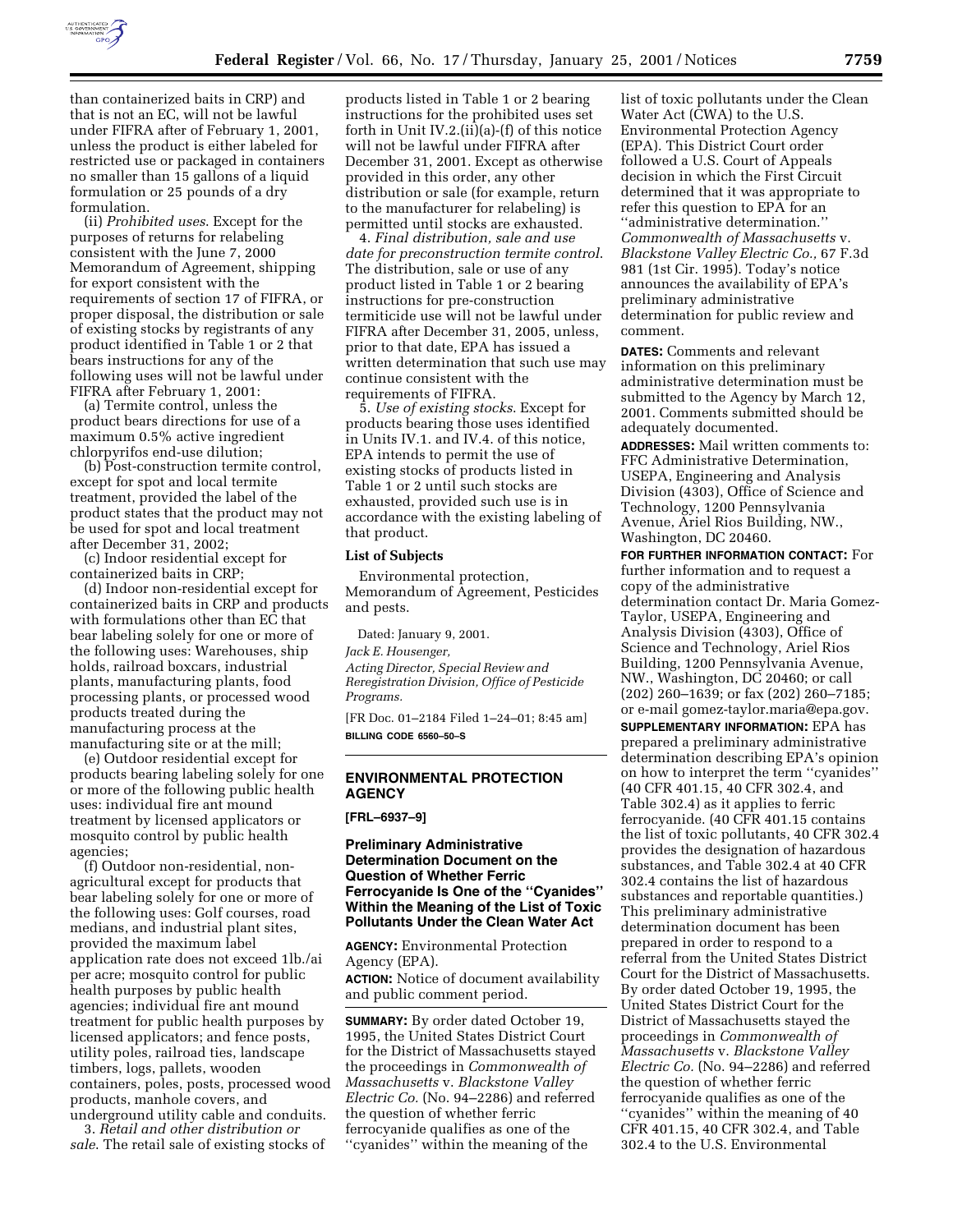than containerized baits in CRP) and that is not an EC, will not be lawful under FIFRA after of February 1, 2001, unless the product is either labeled for restricted use or packaged in containers no smaller than 15 gallons of a liquid formulation or 25 pounds of a dry formulation.

(ii) *Prohibited uses*. Except for the purposes of returns for relabeling consistent with the June 7, 2000 Memorandum of Agreement, shipping for export consistent with the requirements of section 17 of FIFRA, or proper disposal, the distribution or sale of existing stocks by registrants of any product identified in Table 1 or 2 that bears instructions for any of the following uses will not be lawful under FIFRA after February 1, 2001:

(a) Termite control, unless the product bears directions for use of a maximum 0.5% active ingredient chlorpyrifos end-use dilution;

(b) Post-construction termite control, except for spot and local termite treatment, provided the label of the product states that the product may not be used for spot and local treatment after December 31, 2002;

(c) Indoor residential except for containerized baits in CRP;

(d) Indoor non-residential except for containerized baits in CRP and products with formulations other than EC that bear labeling solely for one or more of the following uses: Warehouses, ship holds, railroad boxcars, industrial plants, manufacturing plants, food processing plants, or processed wood products treated during the manufacturing process at the manufacturing site or at the mill;

(e) Outdoor residential except for products bearing labeling solely for one or more of the following public health uses: individual fire ant mound treatment by licensed applicators or mosquito control by public health agencies;

(f) Outdoor non-residential, non-agricultural except for products that bear labeling solely for one or more of the following uses: Golf courses, road medians, and industrial plant sites, provided the maximum label application rate does not exceed 1lb./ai per acre; mosquito control for public health purposes by public health agencies; individual fire ant mound treatment for public health purposes by licensed applicators; and fence posts, utility poles, railroad ties, landscape timbers, logs, pallets, wooden containers, poles, posts, processed wood products, manhole covers, and underground utility cable and conduits.

3. *Retail and other distribution or sale*. The retail sale of existing stocks of products listed in Table 1 or 2 bearing instructions for the prohibited uses set forth in Unit IV.2.(ii)(a)-(f) of this notice will not be lawful under FIFRA after December 31, 2001. Except as otherwise provided in this order, any other distribution or sale (for example, return to the manufacturer for relabeling) is permitted until stocks are exhausted.

4. *Final distribution, sale and use date for preconstruction termite control*. The distribution, sale or use of any product listed in Table 1 or 2 bearing instructions for pre-construction termiticide use will not be lawful under FIFRA after December 31, 2005, unless, prior to that date, EPA has issued a written determination that such use may continue consistent with the requirements of FIFRA.

5. *Use of existing stocks*. Except for products bearing those uses identified in Units IV.1. and IV.4. of this notice, EPA intends to permit the use of existing stocks of products listed in Table 1 or 2 until such stocks are exhausted, provided such use is in accordance with the existing labeling of that product.

**List of Subjects**

Environmental protection, Memorandum of Agreement, Pesticides and pests.

Dated: January 9, 2001.

*Jack E. Housenger,*

*Acting Director, Special Review and Reregistration Division, Office of Pesticide Programs.*

[FR Doc. 01–2184 Filed 1–24–01; 8:45 am]

**BILLING CODE 6560–50–S**

## ENVIRONMENTAL PROTECTION AGENCY

**[FRL–6937–9]**

### Preliminary Administrative Determination Document on the Question of Whether Ferric Ferrocyanide Is One of the "Cyanides" Within the Meaning of the List of Toxic Pollutants Under the Clean Water Act

**AGENCY:** Environmental Protection Agency (EPA).

**ACTION:** Notice of document availability and public comment period.

**SUMMARY:** By order dated October 19, 1995, the United States District Court for the District of Massachusetts stayed the proceedings in *Commonwealth of Massachusetts* v. *Blackstone Valley Electric Co.* (No. 94–2286) and referred the question of whether ferric ferrocyanide qualifies as one of the "cyanides" within the meaning of the list of toxic pollutants under the Clean Water Act (CWA) to the U.S. Environmental Protection Agency (EPA). This District Court order followed a U.S. Court of Appeals decision in which the First Circuit determined that it was appropriate to refer this question to EPA for an "administrative determination." *Commonwealth of Massachusetts* v. *Blackstone Valley Electric Co.,* 67 F.3d 981 (1st Cir. 1995). Today's notice announces the availability of EPA's preliminary administrative determination for public review and comment.

**DATES:** Comments and relevant information on this preliminary administrative determination must be submitted to the Agency by March 12, 2001. Comments submitted should be adequately documented.

**ADDRESSES:** Mail written comments to: FFC Administrative Determination, USEPA, Engineering and Analysis Division (4303), Office of Science and Technology, 1200 Pennsylvania Avenue, Ariel Rios Building, NW., Washington, DC 20460.

**FOR FURTHER INFORMATION CONTACT:** For further information and to request a copy of the administrative determination contact Dr. Maria Gomez-Taylor, USEPA, Engineering and Analysis Division (4303), Office of Science and Technology, Ariel Rios Building, 1200 Pennsylvania Avenue, NW., Washington, DC 20460; or call (202) 260–1639; or fax (202) 260–7185; or e-mail gomez-taylor.maria@epa.gov.

**SUPPLEMENTARY INFORMATION:** EPA has prepared a preliminary administrative determination describing EPA's opinion on how to interpret the term "cyanides" (40 CFR 401.15, 40 CFR 302.4, and Table 302.4) as it applies to ferric ferrocyanide. (40 CFR 401.15 contains the list of toxic pollutants, 40 CFR 302.4 provides the designation of hazardous substances, and Table 302.4 at 40 CFR 302.4 contains the list of hazardous substances and reportable quantities.) This preliminary administrative determination document has been prepared in order to respond to a referral from the United States District Court for the District of Massachusetts. By order dated October 19, 1995, the United States District Court for the District of Massachusetts stayed the proceedings in *Commonwealth of Massachusetts* v. *Blackstone Valley Electric Co.* (No. 94–2286) and referred the question of whether ferric ferrocyanide qualifies as one of the "cyanides" within the meaning of 40 CFR 401.15, 40 CFR 302.4, and Table 302.4 to the U.S. Environmental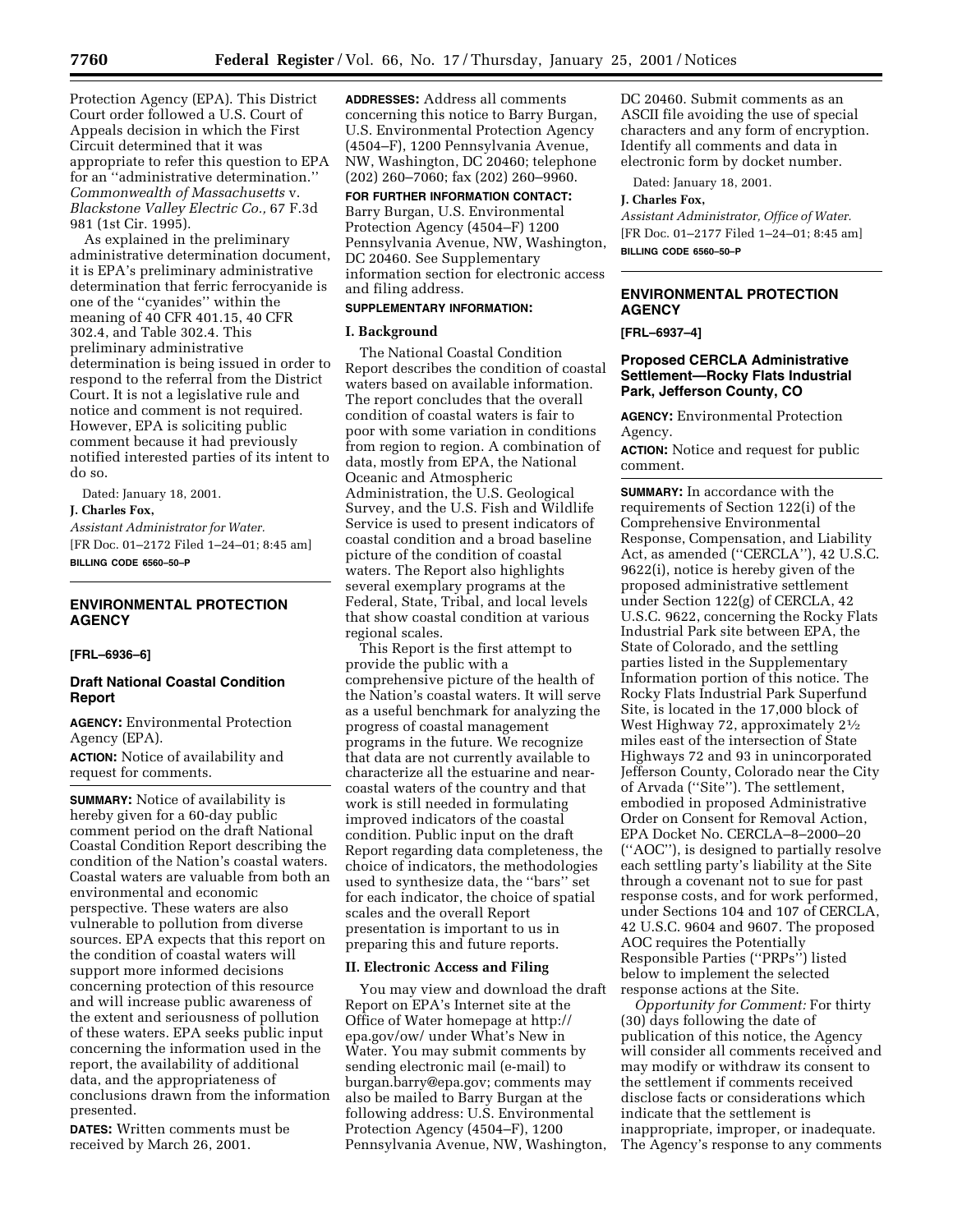Protection Agency (EPA). This District Court order followed a U.S. Court of Appeals decision in which the First Circuit determined that it was appropriate to refer this question to EPA for an ''administrative determination.'' *Commonwealth of Massachusetts* v. *Blackstone Valley Electric Co.,* 67 F.3d 981 (1st Cir. 1995).

As explained in the preliminary administrative determination document, it is EPA's preliminary administrative determination that ferric ferrocyanide is one of the ''cyanides'' within the meaning of 40 CFR 401.15, 40 CFR 302.4, and Table 302.4. This preliminary administrative determination is being issued in order to respond to the referral from the District Court. It is not a legislative rule and notice and comment is not required. However, EPA is soliciting public comment because it had previously notified interested parties of its intent to do so.

Dated: January 18, 2001.

**J. Charles Fox,**

*Assistant Administrator for Water.*

[FR Doc. 01–2172 Filed 1–24–01; 8:45 am]

**BILLING CODE 6560–50–P**

## ENVIRONMENTAL PROTECTION AGENCY

**[FRL–6936–6]**

### Draft National Coastal Condition Report

**AGENCY:** Environmental Protection Agency (EPA).

**ACTION:** Notice of availability and request for comments.

**SUMMARY:** Notice of availability is hereby given for a 60-day public comment period on the draft National Coastal Condition Report describing the condition of the Nation's coastal waters. Coastal waters are valuable from both an environmental and economic perspective. These waters are also vulnerable to pollution from diverse sources. EPA expects that this report on the condition of coastal waters will support more informed decisions concerning protection of this resource and will increase public awareness of the extent and seriousness of pollution of these waters. EPA seeks public input concerning the information used in the report, the availability of additional data, and the appropriateness of conclusions drawn from the information presented.

**DATES:** Written comments must be received by March 26, 2001.

**ADDRESSES:** Address all comments concerning this notice to Barry Burgan, U.S. Environmental Protection Agency (4504–F), 1200 Pennsylvania Avenue, NW, Washington, DC 20460; telephone (202) 260–7060; fax (202) 260–9960.

**FOR FURTHER INFORMATION CONTACT:** Barry Burgan, U.S. Environmental Protection Agency (4504–F) 1200 Pennsylvania Avenue, NW, Washington, DC 20460. See Supplementary information section for electronic access and filing address.

**SUPPLEMENTARY INFORMATION:**

**I. Background**

The National Coastal Condition Report describes the condition of coastal waters based on available information. The report concludes that the overall condition of coastal waters is fair to poor with some variation in conditions from region to region. A combination of data, mostly from EPA, the National Oceanic and Atmospheric Administration, the U.S. Geological Survey, and the U.S. Fish and Wildlife Service is used to present indicators of coastal condition and a broad baseline picture of the condition of coastal waters. The Report also highlights several exemplary programs at the Federal, State, Tribal, and local levels that show coastal condition at various regional scales.

This Report is the first attempt to provide the public with a comprehensive picture of the health of the Nation's coastal waters. It will serve as a useful benchmark for analyzing the progress of coastal management programs in the future. We recognize that data are not currently available to characterize all the estuarine and near-coastal waters of the country and that work is still needed in formulating improved indicators of the coastal condition. Public input on the draft Report regarding data completeness, the choice of indicators, the methodologies used to synthesize data, the ''bars'' set for each indicator, the choice of spatial scales and the overall Report presentation is important to us in preparing this and future reports.

**II. Electronic Access and Filing**

You may view and download the draft Report on EPA's Internet site at the Office of Water homepage at http://epa.gov/ow/ under What's New in Water. You may submit comments by sending electronic mail (e-mail) to burgan.barry@epa.gov; comments may also be mailed to Barry Burgan at the following address: U.S. Environmental Protection Agency (4504–F), 1200 Pennsylvania Avenue, NW, Washington, DC 20460. Submit comments as an ASCII file avoiding the use of special characters and any form of encryption. Identify all comments and data in electronic form by docket number.

Dated: January 18, 2001.

**J. Charles Fox,**

*Assistant Administrator, Office of Water.*

[FR Doc. 01–2177 Filed 1–24–01; 8:45 am]

**BILLING CODE 6560–50–P**

## ENVIRONMENTAL PROTECTION AGENCY

**[FRL–6937–4]**

### Proposed CERCLA Administrative Settlement—Rocky Flats Industrial Park, Jefferson County, CO

**AGENCY:** Environmental Protection Agency.

**ACTION:** Notice and request for public comment.

**SUMMARY:** In accordance with the requirements of Section 122(i) of the Comprehensive Environmental Response, Compensation, and Liability Act, as amended (''CERCLA''), 42 U.S.C. 9622(i), notice is hereby given of the proposed administrative settlement under Section 122(g) of CERCLA, 42 U.S.C. 9622, concerning the Rocky Flats Industrial Park site between EPA, the State of Colorado, and the settling parties listed in the Supplementary Information portion of this notice. The Rocky Flats Industrial Park Superfund Site, is located in the 17,000 block of West Highway 72, approximately 2½ miles east of the intersection of State Highways 72 and 93 in unincorporated Jefferson County, Colorado near the City of Arvada (''Site''). The settlement, embodied in proposed Administrative Order on Consent for Removal Action, EPA Docket No. CERCLA–8–2000–20 (''AOC''), is designed to partially resolve each settling party's liability at the Site through a covenant not to sue for past response costs, and for work performed, under Sections 104 and 107 of CERCLA, 42 U.S.C. 9604 and 9607. The proposed AOC requires the Potentially Responsible Parties (''PRPs'') listed below to implement the selected response actions at the Site.

*Opportunity for Comment:* For thirty (30) days following the date of publication of this notice, the Agency will consider all comments received and may modify or withdraw its consent to the settlement if comments received disclose facts or considerations which indicate that the settlement is inappropriate, improper, or inadequate. The Agency's response to any comments